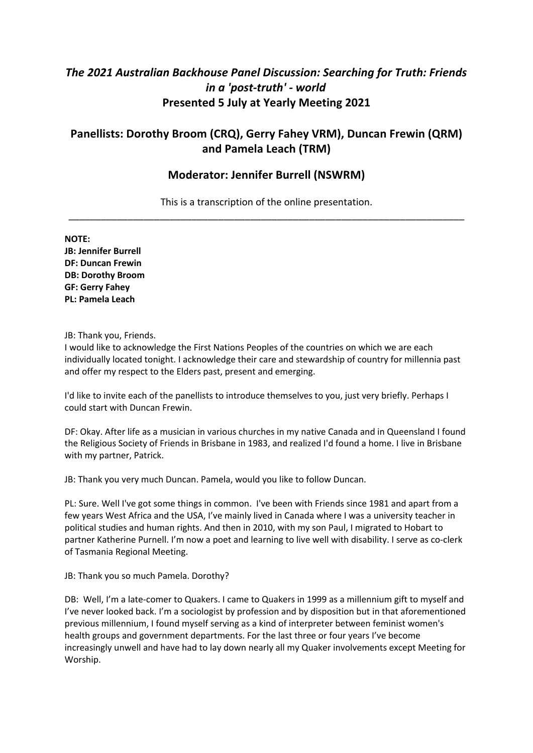# *The 2021 Australian Backhouse Panel Discussion: Searching for Truth: Friends in a 'post-truth' - world*

## Presented 5 July at Yearly Meeting 2021

## Panellists: Dorothy Broom (CRQ), Gerry Fahey VRM), Duncan Frewin (QRM) and Pamela Leach (TRM)

### Moderator: Jennifer Burrell (NSWRM)

This is a transcription of the online presentation.

---

**NOTE:**
**JB: Jennifer Burrell**
**DF: Duncan Frewin**
**DB: Dorothy Broom**
**GF: Gerry Fahey**
**PL: Pamela Leach**

JB: Thank you, Friends.
I would like to acknowledge the First Nations Peoples of the countries on which we are each individually located tonight. I acknowledge their care and stewardship of country for millennia past and offer my respect to the Elders past, present and emerging.

I'd like to invite each of the panellists to introduce themselves to you, just very briefly. Perhaps I could start with Duncan Frewin.

DF: Okay. After life as a musician in various churches in my native Canada and in Queensland I found the Religious Society of Friends in Brisbane in 1983, and realized I'd found a home. I live in Brisbane with my partner, Patrick.

JB: Thank you very much Duncan. Pamela, would you like to follow Duncan.

PL: Sure. Well I've got some things in common. I've been with Friends since 1981 and apart from a few years West Africa and the USA, I've mainly lived in Canada where I was a university teacher in political studies and human rights. And then in 2010, with my son Paul, I migrated to Hobart to partner Katherine Purnell. I'm now a poet and learning to live well with disability. I serve as co-clerk of Tasmania Regional Meeting.

JB: Thank you so much Pamela. Dorothy?

DB: Well, I'm a late-comer to Quakers. I came to Quakers in 1999 as a millennium gift to myself and I've never looked back. I'm a sociologist by profession and by disposition but in that aforementioned previous millennium, I found myself serving as a kind of interpreter between feminist women's health groups and government departments. For the last three or four years I've become increasingly unwell and have had to lay down nearly all my Quaker involvements except Meeting for Worship.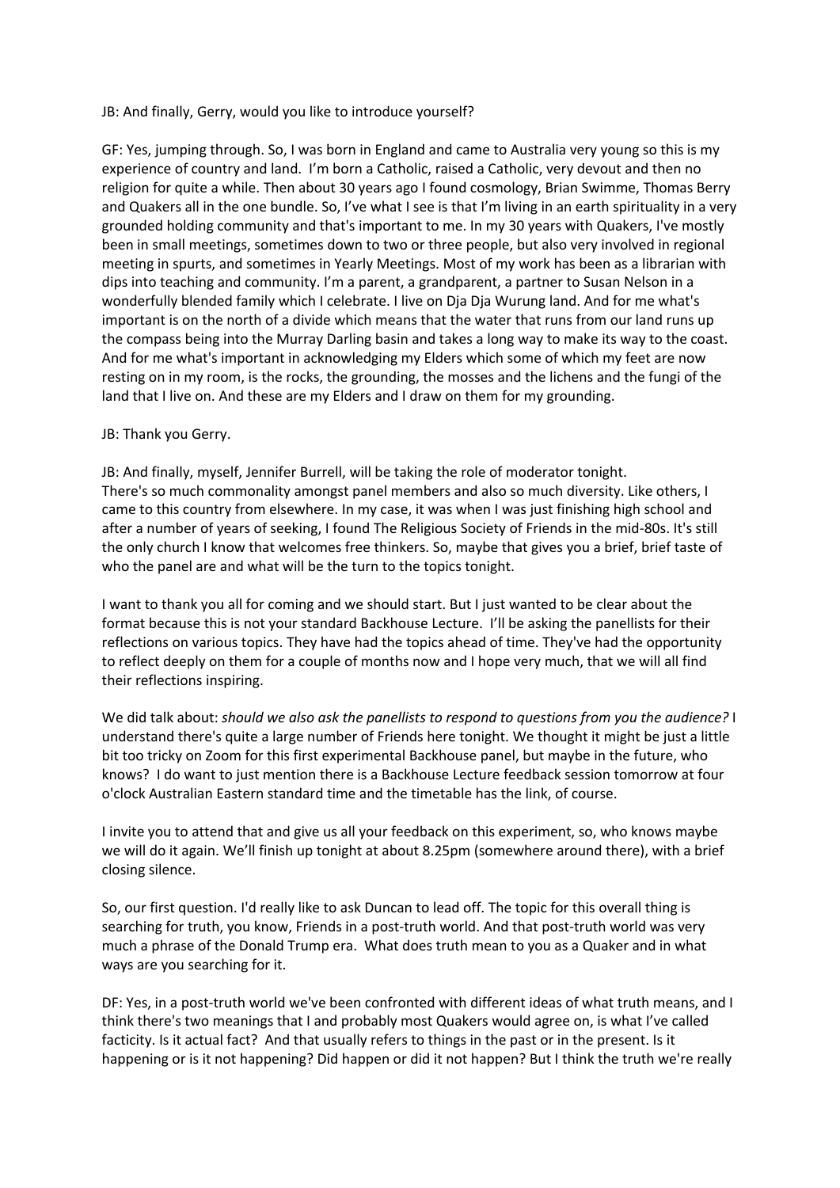JB: And finally, Gerry, would you like to introduce yourself?

GF: Yes, jumping through. So, I was born in England and came to Australia very young so this is my experience of country and land. I'm born a Catholic, raised a Catholic, very devout and then no religion for quite a while. Then about 30 years ago I found cosmology, Brian Swimme, Thomas Berry and Quakers all in the one bundle. So, I've what I see is that I'm living in an earth spirituality in a very grounded holding community and that's important to me. In my 30 years with Quakers, I've mostly been in small meetings, sometimes down to two or three people, but also very involved in regional meeting in spurts, and sometimes in Yearly Meetings. Most of my work has been as a librarian with dips into teaching and community. I'm a parent, a grandparent, a partner to Susan Nelson in a wonderfully blended family which I celebrate. I live on Dja Dja Wurung land. And for me what's important is on the north of a divide which means that the water that runs from our land runs up the compass being into the Murray Darling basin and takes a long way to make its way to the coast. And for me what's important in acknowledging my Elders which some of which my feet are now resting on in my room, is the rocks, the grounding, the mosses and the lichens and the fungi of the land that I live on. And these are my Elders and I draw on them for my grounding.

JB: Thank you Gerry.

JB: And finally, myself, Jennifer Burrell, will be taking the role of moderator tonight. There's so much commonality amongst panel members and also so much diversity. Like others, I came to this country from elsewhere. In my case, it was when I was just finishing high school and after a number of years of seeking, I found The Religious Society of Friends in the mid-80s. It's still the only church I know that welcomes free thinkers. So, maybe that gives you a brief, brief taste of who the panel are and what will be the turn to the topics tonight.

I want to thank you all for coming and we should start. But I just wanted to be clear about the format because this is not your standard Backhouse Lecture. I'll be asking the panellists for their reflections on various topics. They have had the topics ahead of time. They've had the opportunity to reflect deeply on them for a couple of months now and I hope very much, that we will all find their reflections inspiring.

We did talk about: *should we also ask the panellists to respond to questions from you the audience?* I understand there's quite a large number of Friends here tonight. We thought it might be just a little bit too tricky on Zoom for this first experimental Backhouse panel, but maybe in the future, who knows? I do want to just mention there is a Backhouse Lecture feedback session tomorrow at four o'clock Australian Eastern standard time and the timetable has the link, of course.

I invite you to attend that and give us all your feedback on this experiment, so, who knows maybe we will do it again. We'll finish up tonight at about 8.25pm (somewhere around there), with a brief closing silence.

So, our first question. I'd really like to ask Duncan to lead off. The topic for this overall thing is searching for truth, you know, Friends in a post-truth world. And that post-truth world was very much a phrase of the Donald Trump era. What does truth mean to you as a Quaker and in what ways are you searching for it.

DF: Yes, in a post-truth world we've been confronted with different ideas of what truth means, and I think there's two meanings that I and probably most Quakers would agree on, is what I've called facticity. Is it actual fact? And that usually refers to things in the past or in the present. Is it happening or is it not happening? Did happen or did it not happen? But I think the truth we're really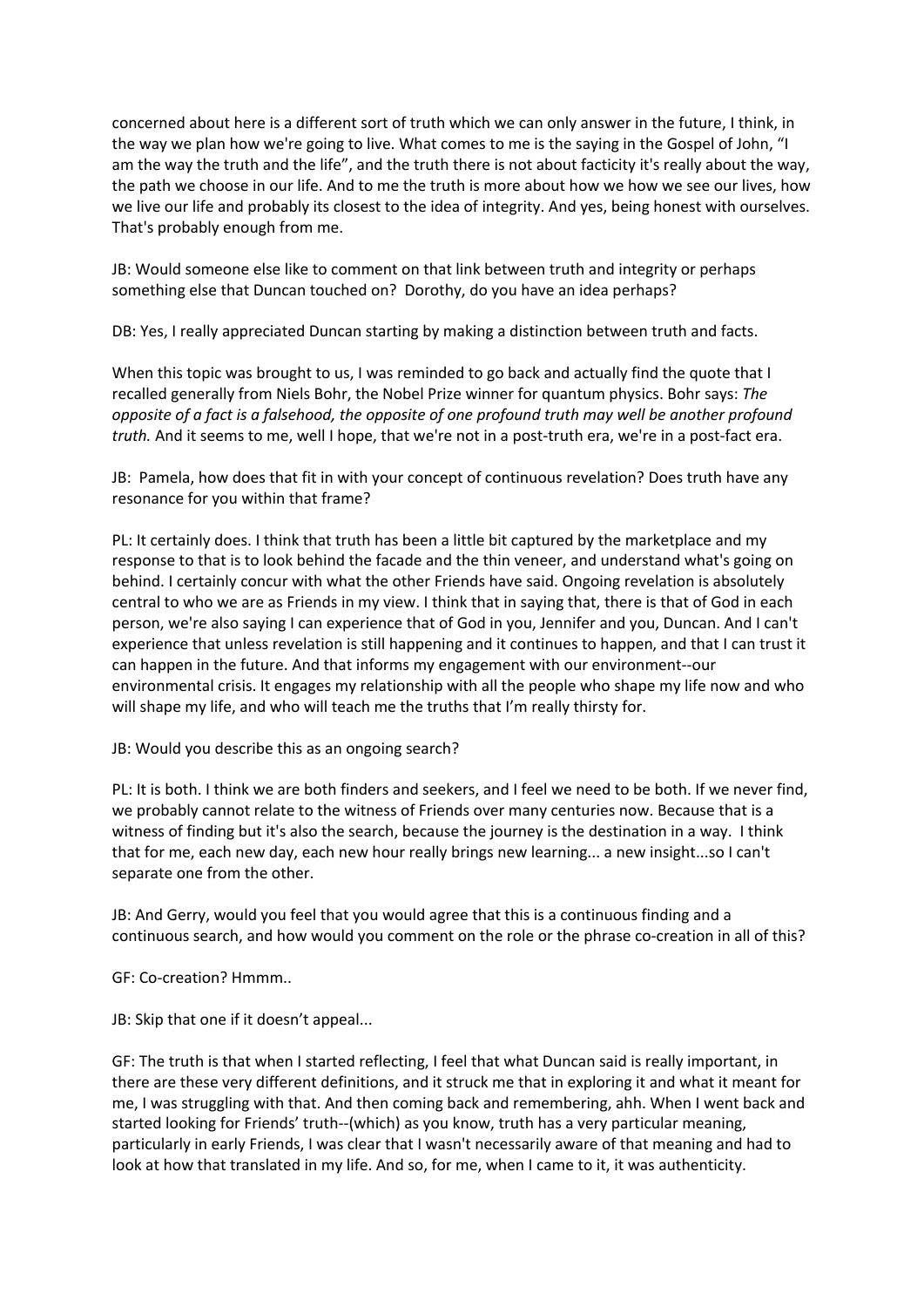concerned about here is a different sort of truth which we can only answer in the future, I think, in the way we plan how we're going to live. What comes to me is the saying in the Gospel of John, "I am the way the truth and the life", and the truth there is not about facticity it's really about the way, the path we choose in our life. And to me the truth is more about how we how we see our lives, how we live our life and probably its closest to the idea of integrity. And yes, being honest with ourselves. That's probably enough from me.

JB: Would someone else like to comment on that link between truth and integrity or perhaps something else that Duncan touched on? Dorothy, do you have an idea perhaps?

DB: Yes, I really appreciated Duncan starting by making a distinction between truth and facts.

When this topic was brought to us, I was reminded to go back and actually find the quote that I recalled generally from Niels Bohr, the Nobel Prize winner for quantum physics. Bohr says: *The opposite of a fact is a falsehood, the opposite of one profound truth may well be another profound truth.* And it seems to me, well I hope, that we're not in a post-truth era, we're in a post-fact era.

JB: Pamela, how does that fit in with your concept of continuous revelation? Does truth have any resonance for you within that frame?

PL: It certainly does. I think that truth has been a little bit captured by the marketplace and my response to that is to look behind the facade and the thin veneer, and understand what's going on behind. I certainly concur with what the other Friends have said. Ongoing revelation is absolutely central to who we are as Friends in my view. I think that in saying that, there is that of God in each person, we're also saying I can experience that of God in you, Jennifer and you, Duncan. And I can't experience that unless revelation is still happening and it continues to happen, and that I can trust it can happen in the future. And that informs my engagement with our environment--our environmental crisis. It engages my relationship with all the people who shape my life now and who will shape my life, and who will teach me the truths that I'm really thirsty for.

JB: Would you describe this as an ongoing search?

PL: It is both. I think we are both finders and seekers, and I feel we need to be both. If we never find, we probably cannot relate to the witness of Friends over many centuries now. Because that is a witness of finding but it's also the search, because the journey is the destination in a way. I think that for me, each new day, each new hour really brings new learning... a new insight...so I can't separate one from the other.

JB: And Gerry, would you feel that you would agree that this is a continuous finding and a continuous search, and how would you comment on the role or the phrase co-creation in all of this?

GF: Co-creation? Hmmm..

JB: Skip that one if it doesn't appeal...

GF: The truth is that when I started reflecting, I feel that what Duncan said is really important, in there are these very different definitions, and it struck me that in exploring it and what it meant for me, I was struggling with that. And then coming back and remembering, ahh. When I went back and started looking for Friends' truth--(which) as you know, truth has a very particular meaning, particularly in early Friends, I was clear that I wasn't necessarily aware of that meaning and had to look at how that translated in my life. And so, for me, when I came to it, it was authenticity.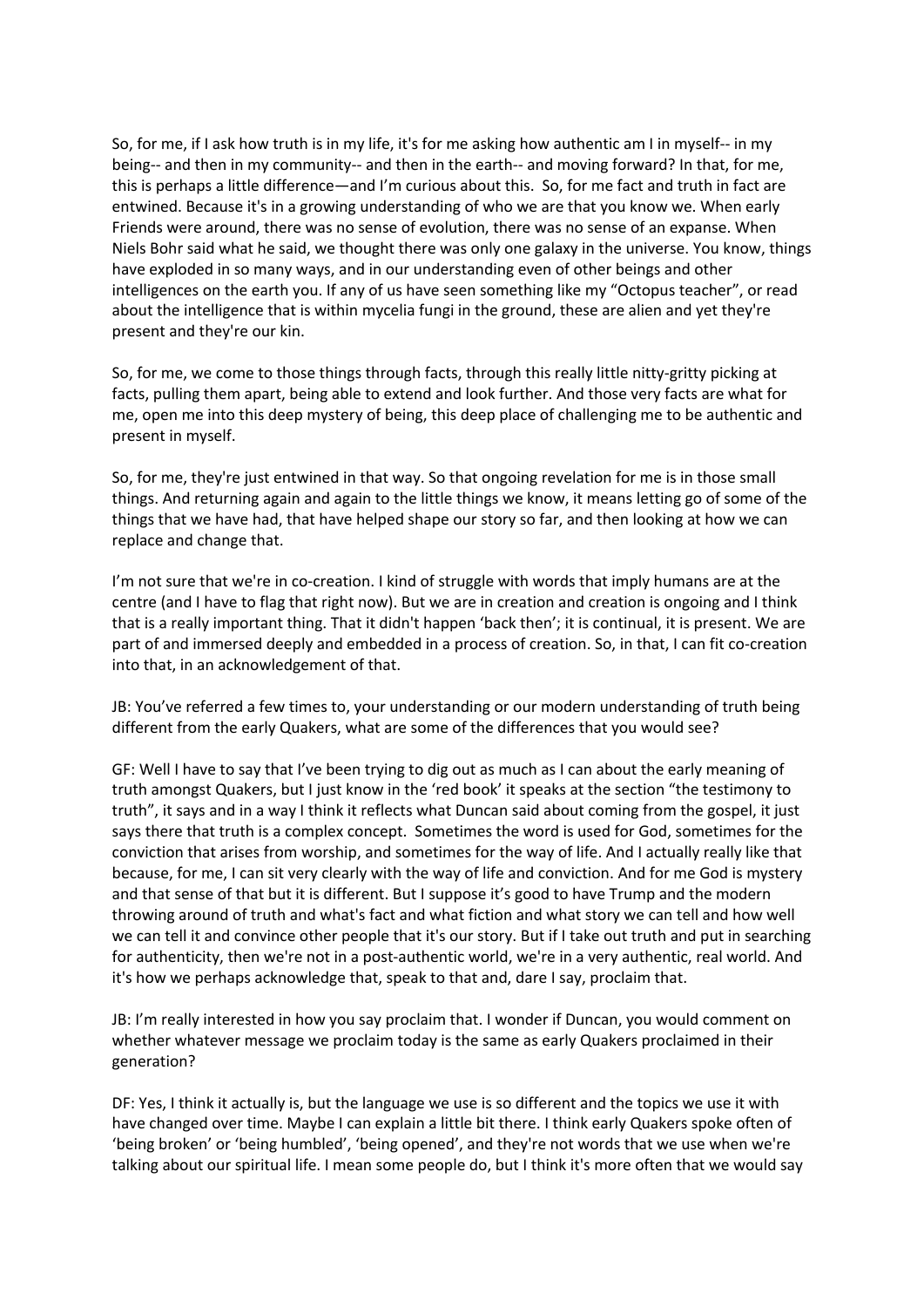So, for me, if I ask how truth is in my life, it's for me asking how authentic am I in myself-- in my being-- and then in my community-- and then in the earth-- and moving forward? In that, for me, this is perhaps a little difference—and I'm curious about this. So, for me fact and truth in fact are entwined. Because it's in a growing understanding of who we are that you know we. When early Friends were around, there was no sense of evolution, there was no sense of an expanse. When Niels Bohr said what he said, we thought there was only one galaxy in the universe. You know, things have exploded in so many ways, and in our understanding even of other beings and other intelligences on the earth you. If any of us have seen something like my "Octopus teacher", or read about the intelligence that is within mycelia fungi in the ground, these are alien and yet they're present and they're our kin.

So, for me, we come to those things through facts, through this really little nitty-gritty picking at facts, pulling them apart, being able to extend and look further. And those very facts are what for me, open me into this deep mystery of being, this deep place of challenging me to be authentic and present in myself.

So, for me, they're just entwined in that way. So that ongoing revelation for me is in those small things. And returning again and again to the little things we know, it means letting go of some of the things that we have had, that have helped shape our story so far, and then looking at how we can replace and change that.

I'm not sure that we're in co-creation. I kind of struggle with words that imply humans are at the centre (and I have to flag that right now). But we are in creation and creation is ongoing and I think that is a really important thing. That it didn't happen 'back then'; it is continual, it is present. We are part of and immersed deeply and embedded in a process of creation. So, in that, I can fit co-creation into that, in an acknowledgement of that.

JB: You've referred a few times to, your understanding or our modern understanding of truth being different from the early Quakers, what are some of the differences that you would see?

GF: Well I have to say that I've been trying to dig out as much as I can about the early meaning of truth amongst Quakers, but I just know in the 'red book' it speaks at the section "the testimony to truth", it says and in a way I think it reflects what Duncan said about coming from the gospel, it just says there that truth is a complex concept. Sometimes the word is used for God, sometimes for the conviction that arises from worship, and sometimes for the way of life. And I actually really like that because, for me, I can sit very clearly with the way of life and conviction. And for me God is mystery and that sense of that but it is different. But I suppose it's good to have Trump and the modern throwing around of truth and what's fact and what fiction and what story we can tell and how well we can tell it and convince other people that it's our story. But if I take out truth and put in searching for authenticity, then we're not in a post-authentic world, we're in a very authentic, real world. And it's how we perhaps acknowledge that, speak to that and, dare I say, proclaim that.

JB: I'm really interested in how you say proclaim that. I wonder if Duncan, you would comment on whether whatever message we proclaim today is the same as early Quakers proclaimed in their generation?

DF: Yes, I think it actually is, but the language we use is so different and the topics we use it with have changed over time. Maybe I can explain a little bit there. I think early Quakers spoke often of 'being broken' or 'being humbled', 'being opened', and they're not words that we use when we're talking about our spiritual life. I mean some people do, but I think it's more often that we would say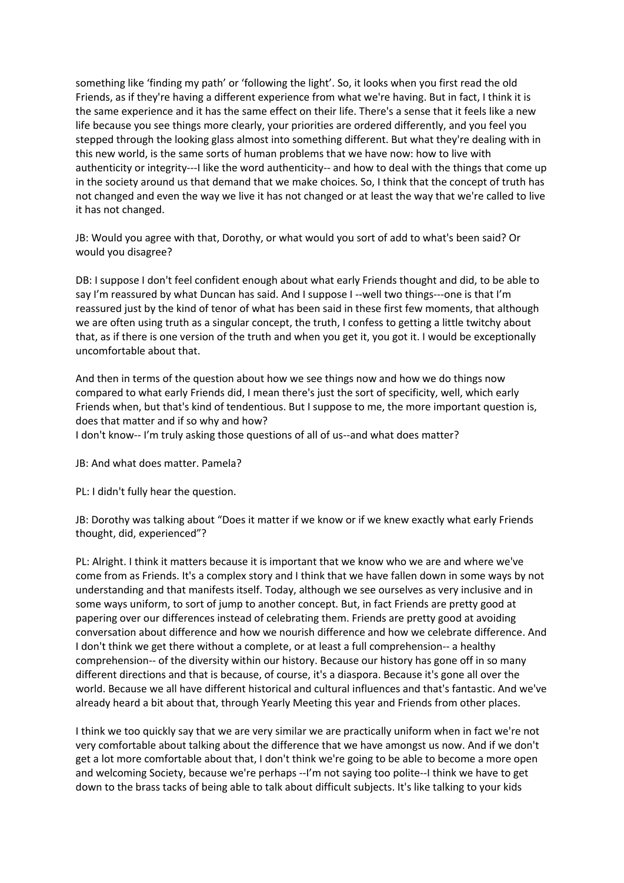something like ‘finding my path’ or ‘following the light’. So, it looks when you first read the old Friends, as if they're having a different experience from what we're having. But in fact, I think it is the same experience and it has the same effect on their life. There's a sense that it feels like a new life because you see things more clearly, your priorities are ordered differently, and you feel you stepped through the looking glass almost into something different. But what they're dealing with in this new world, is the same sorts of human problems that we have now: how to live with authenticity or integrity---I like the word authenticity-- and how to deal with the things that come up in the society around us that demand that we make choices. So, I think that the concept of truth has not changed and even the way we live it has not changed or at least the way that we're called to live it has not changed.

JB: Would you agree with that, Dorothy, or what would you sort of add to what's been said? Or would you disagree?

DB: I suppose I don't feel confident enough about what early Friends thought and did, to be able to say I’m reassured by what Duncan has said. And I suppose I --well two things---one is that I’m reassured just by the kind of tenor of what has been said in these first few moments, that although we are often using truth as a singular concept, the truth, I confess to getting a little twitchy about that, as if there is one version of the truth and when you get it, you got it. I would be exceptionally uncomfortable about that.

And then in terms of the question about how we see things now and how we do things now compared to what early Friends did, I mean there's just the sort of specificity, well, which early Friends when, but that's kind of tendentious. But I suppose to me, the more important question is, does that matter and if so why and how?
I don't know-- I’m truly asking those questions of all of us--and what does matter?

JB: And what does matter. Pamela?

PL: I didn't fully hear the question.

JB: Dorothy was talking about “Does it matter if we know or if we knew exactly what early Friends thought, did, experienced”?

PL: Alright. I think it matters because it is important that we know who we are and where we've come from as Friends. It's a complex story and I think that we have fallen down in some ways by not understanding and that manifests itself. Today, although we see ourselves as very inclusive and in some ways uniform, to sort of jump to another concept. But, in fact Friends are pretty good at papering over our differences instead of celebrating them. Friends are pretty good at avoiding conversation about difference and how we nourish difference and how we celebrate difference. And I don't think we get there without a complete, or at least a full comprehension-- a healthy comprehension-- of the diversity within our history. Because our history has gone off in so many different directions and that is because, of course, it's a diaspora. Because it's gone all over the world. Because we all have different historical and cultural influences and that's fantastic. And we've already heard a bit about that, through Yearly Meeting this year and Friends from other places.

I think we too quickly say that we are very similar we are practically uniform when in fact we're not very comfortable about talking about the difference that we have amongst us now. And if we don't get a lot more comfortable about that, I don't think we're going to be able to become a more open and welcoming Society, because we're perhaps --I’m not saying too polite--I think we have to get down to the brass tacks of being able to talk about difficult subjects. It's like talking to your kids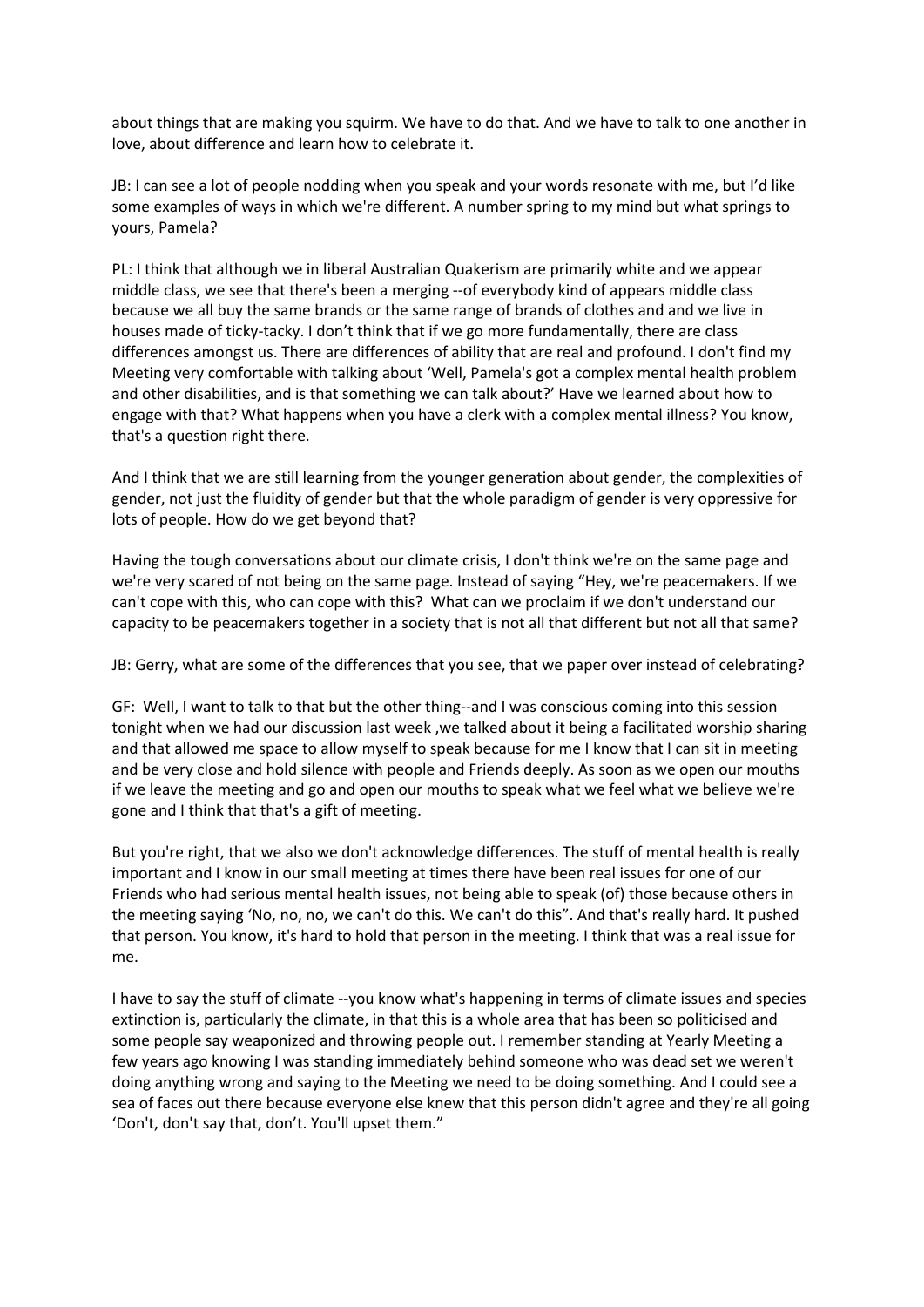about things that are making you squirm. We have to do that. And we have to talk to one another in love, about difference and learn how to celebrate it.

JB: I can see a lot of people nodding when you speak and your words resonate with me, but I'd like some examples of ways in which we're different. A number spring to my mind but what springs to yours, Pamela?

PL: I think that although we in liberal Australian Quakerism are primarily white and we appear middle class, we see that there's been a merging --of everybody kind of appears middle class because we all buy the same brands or the same range of brands of clothes and and we live in houses made of ticky-tacky. I don't think that if we go more fundamentally, there are class differences amongst us. There are differences of ability that are real and profound. I don't find my Meeting very comfortable with talking about 'Well, Pamela's got a complex mental health problem and other disabilities, and is that something we can talk about?' Have we learned about how to engage with that? What happens when you have a clerk with a complex mental illness? You know, that's a question right there.

And I think that we are still learning from the younger generation about gender, the complexities of gender, not just the fluidity of gender but that the whole paradigm of gender is very oppressive for lots of people. How do we get beyond that?

Having the tough conversations about our climate crisis, I don't think we're on the same page and we're very scared of not being on the same page. Instead of saying "Hey, we're peacemakers. If we can't cope with this, who can cope with this? What can we proclaim if we don't understand our capacity to be peacemakers together in a society that is not all that different but not all that same?

JB: Gerry, what are some of the differences that you see, that we paper over instead of celebrating?

GF: Well, I want to talk to that but the other thing--and I was conscious coming into this session tonight when we had our discussion last week ,we talked about it being a facilitated worship sharing and that allowed me space to allow myself to speak because for me I know that I can sit in meeting and be very close and hold silence with people and Friends deeply. As soon as we open our mouths if we leave the meeting and go and open our mouths to speak what we feel what we believe we're gone and I think that that's a gift of meeting.

But you're right, that we also we don't acknowledge differences. The stuff of mental health is really important and I know in our small meeting at times there have been real issues for one of our Friends who had serious mental health issues, not being able to speak (of) those because others in the meeting saying 'No, no, no, we can't do this. We can't do this". And that's really hard. It pushed that person. You know, it's hard to hold that person in the meeting. I think that was a real issue for me.

I have to say the stuff of climate --you know what's happening in terms of climate issues and species extinction is, particularly the climate, in that this is a whole area that has been so politicised and some people say weaponized and throwing people out. I remember standing at Yearly Meeting a few years ago knowing I was standing immediately behind someone who was dead set we weren't doing anything wrong and saying to the Meeting we need to be doing something. And I could see a sea of faces out there because everyone else knew that this person didn't agree and they're all going 'Don't, don't say that, don't. You'll upset them."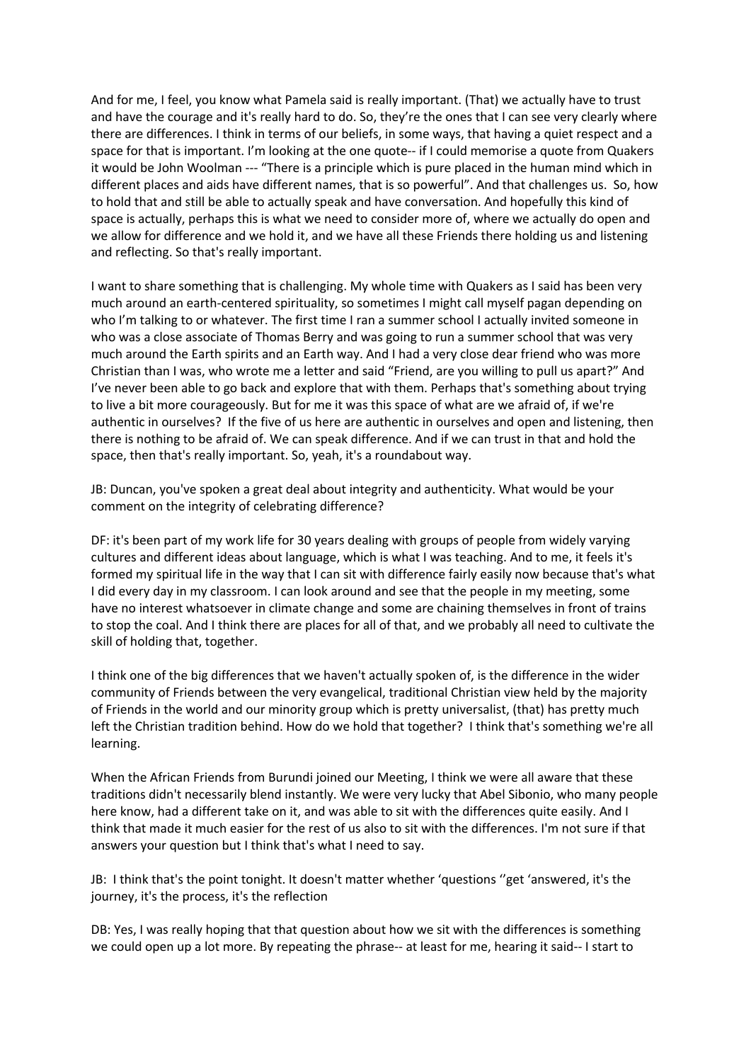And for me, I feel, you know what Pamela said is really important. (That) we actually have to trust and have the courage and it's really hard to do. So, they're the ones that I can see very clearly where there are differences. I think in terms of our beliefs, in some ways, that having a quiet respect and a space for that is important. I'm looking at the one quote-- if I could memorise a quote from Quakers it would be John Woolman --- "There is a principle which is pure placed in the human mind which in different places and aids have different names, that is so powerful". And that challenges us. So, how to hold that and still be able to actually speak and have conversation. And hopefully this kind of space is actually, perhaps this is what we need to consider more of, where we actually do open and we allow for difference and we hold it, and we have all these Friends there holding us and listening and reflecting. So that's really important.

I want to share something that is challenging. My whole time with Quakers as I said has been very much around an earth-centered spirituality, so sometimes I might call myself pagan depending on who I'm talking to or whatever. The first time I ran a summer school I actually invited someone in who was a close associate of Thomas Berry and was going to run a summer school that was very much around the Earth spirits and an Earth way. And I had a very close dear friend who was more Christian than I was, who wrote me a letter and said "Friend, are you willing to pull us apart?" And I've never been able to go back and explore that with them. Perhaps that's something about trying to live a bit more courageously. But for me it was this space of what are we afraid of, if we're authentic in ourselves? If the five of us here are authentic in ourselves and open and listening, then there is nothing to be afraid of. We can speak difference. And if we can trust in that and hold the space, then that's really important. So, yeah, it's a roundabout way.

JB: Duncan, you've spoken a great deal about integrity and authenticity. What would be your comment on the integrity of celebrating difference?

DF: it's been part of my work life for 30 years dealing with groups of people from widely varying cultures and different ideas about language, which is what I was teaching. And to me, it feels it's formed my spiritual life in the way that I can sit with difference fairly easily now because that's what I did every day in my classroom. I can look around and see that the people in my meeting, some have no interest whatsoever in climate change and some are chaining themselves in front of trains to stop the coal. And I think there are places for all of that, and we probably all need to cultivate the skill of holding that, together.

I think one of the big differences that we haven't actually spoken of, is the difference in the wider community of Friends between the very evangelical, traditional Christian view held by the majority of Friends in the world and our minority group which is pretty universalist, (that) has pretty much left the Christian tradition behind. How do we hold that together? I think that's something we're all learning.

When the African Friends from Burundi joined our Meeting, I think we were all aware that these traditions didn't necessarily blend instantly. We were very lucky that Abel Sibonio, who many people here know, had a different take on it, and was able to sit with the differences quite easily. And I think that made it much easier for the rest of us also to sit with the differences. I'm not sure if that answers your question but I think that's what I need to say.

JB: I think that's the point tonight. It doesn't matter whether 'questions ''get 'answered, it's the journey, it's the process, it's the reflection

DB: Yes, I was really hoping that that question about how we sit with the differences is something we could open up a lot more. By repeating the phrase-- at least for me, hearing it said-- I start to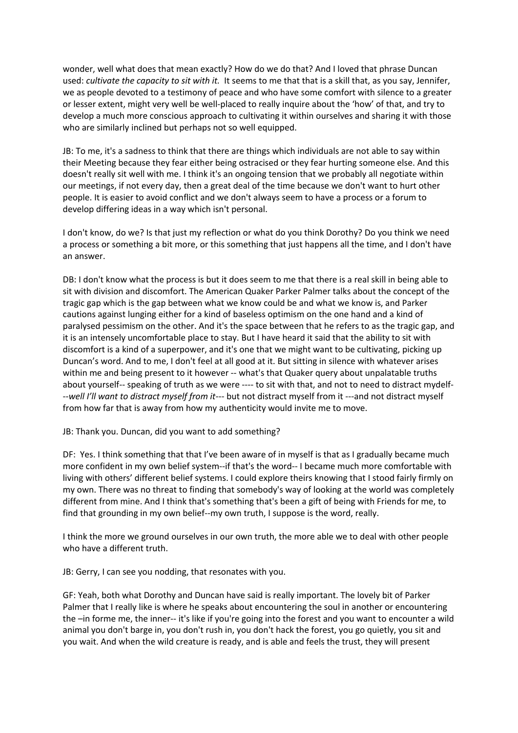wonder, well what does that mean exactly? How do we do that? And I loved that phrase Duncan used: *cultivate the capacity to sit with it.* It seems to me that that is a skill that, as you say, Jennifer, we as people devoted to a testimony of peace and who have some comfort with silence to a greater or lesser extent, might very well be well-placed to really inquire about the 'how' of that, and try to develop a much more conscious approach to cultivating it within ourselves and sharing it with those who are similarly inclined but perhaps not so well equipped.

JB: To me, it's a sadness to think that there are things which individuals are not able to say within their Meeting because they fear either being ostracised or they fear hurting someone else. And this doesn't really sit well with me. I think it's an ongoing tension that we probably all negotiate within our meetings, if not every day, then a great deal of the time because we don't want to hurt other people. It is easier to avoid conflict and we don't always seem to have a process or a forum to develop differing ideas in a way which isn't personal.

I don't know, do we? Is that just my reflection or what do you think Dorothy? Do you think we need a process or something a bit more, or this something that just happens all the time, and I don't have an answer.

DB: I don't know what the process is but it does seem to me that there is a real skill in being able to sit with division and discomfort. The American Quaker Parker Palmer talks about the concept of the tragic gap which is the gap between what we know could be and what we know is, and Parker cautions against lunging either for a kind of baseless optimism on the one hand and a kind of paralysed pessimism on the other. And it's the space between that he refers to as the tragic gap, and it is an intensely uncomfortable place to stay. But I have heard it said that the ability to sit with discomfort is a kind of a superpower, and it's one that we might want to be cultivating, picking up Duncan's word. And to me, I don't feel at all good at it. But sitting in silence with whatever arises within me and being present to it however -- what's that Quaker query about unpalatable truths about yourself-- speaking of truth as we were ---- to sit with that, and not to need to distract mydelf---*well I'll want to distract myself from it*--- but not distract myself from it ---and not distract myself from how far that is away from how my authenticity would invite me to move.

JB: Thank you. Duncan, did you want to add something?

DF: Yes. I think something that that I've been aware of in myself is that as I gradually became much more confident in my own belief system--if that's the word-- I became much more comfortable with living with others' different belief systems. I could explore theirs knowing that I stood fairly firmly on my own. There was no threat to finding that somebody's way of looking at the world was completely different from mine. And I think that's something that's been a gift of being with Friends for me, to find that grounding in my own belief--my own truth, I suppose is the word, really.

I think the more we ground ourselves in our own truth, the more able we to deal with other people who have a different truth.

JB: Gerry, I can see you nodding, that resonates with you.

GF: Yeah, both what Dorothy and Duncan have said is really important. The lovely bit of Parker Palmer that I really like is where he speaks about encountering the soul in another or encountering the –in forme me, the inner-- it's like if you're going into the forest and you want to encounter a wild animal you don't barge in, you don't rush in, you don't hack the forest, you go quietly, you sit and you wait. And when the wild creature is ready, and is able and feels the trust, they will present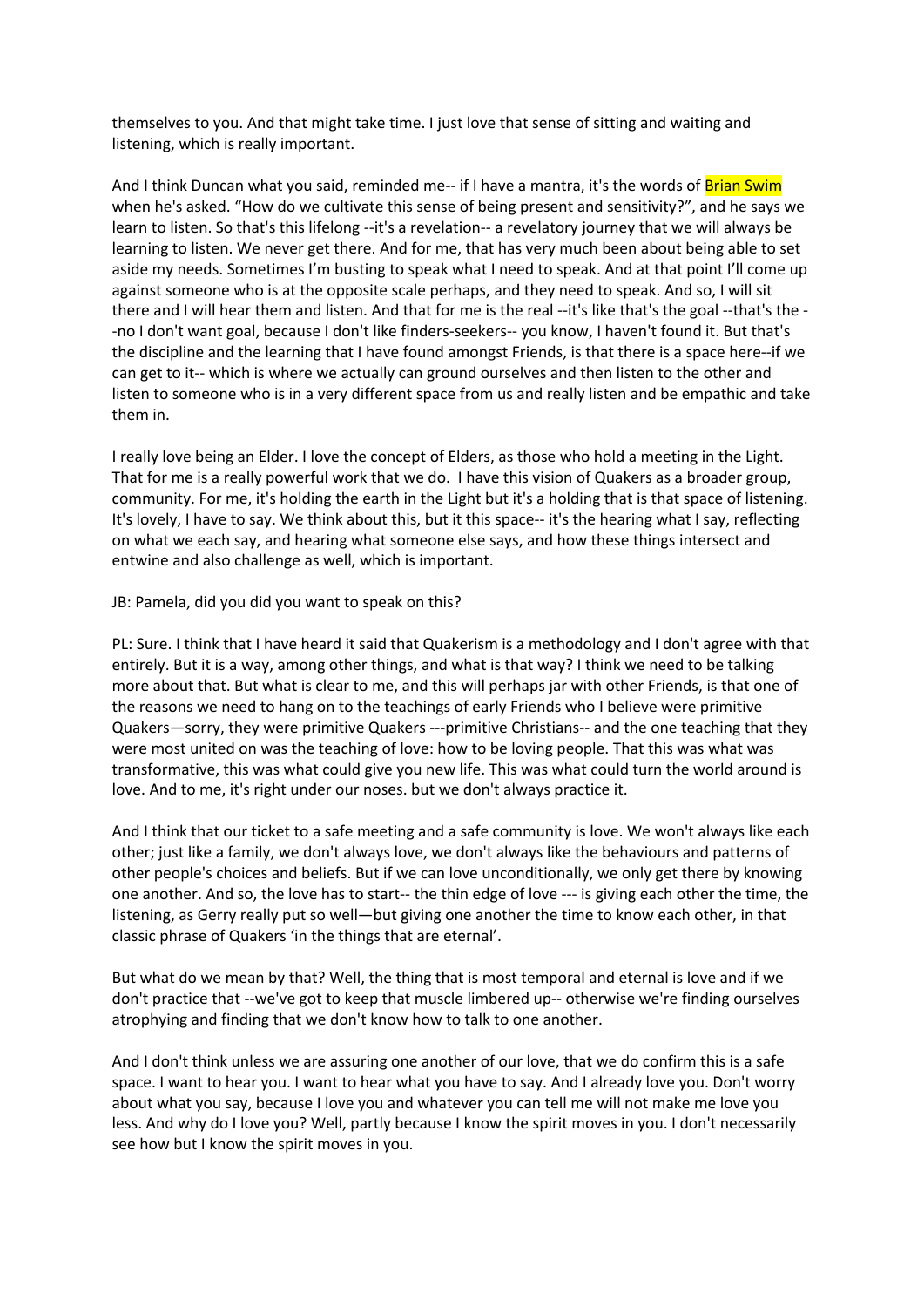themselves to you. And that might take time. I just love that sense of sitting and waiting and listening, which is really important.

And I think Duncan what you said, reminded me-- if I have a mantra, it's the words of Brian Swim when he's asked. “How do we cultivate this sense of being present and sensitivity?”, and he says we learn to listen. So that's this lifelong --it's a revelation-- a revelatory journey that we will always be learning to listen. We never get there. And for me, that has very much been about being able to set aside my needs. Sometimes I’m busting to speak what I need to speak. And at that point I’ll come up against someone who is at the opposite scale perhaps, and they need to speak. And so, I will sit there and I will hear them and listen. And that for me is the real --it's like that's the goal --that's the --no I don't want goal, because I don't like finders-seekers-- you know, I haven't found it. But that's the discipline and the learning that I have found amongst Friends, is that there is a space here--if we can get to it-- which is where we actually can ground ourselves and then listen to the other and listen to someone who is in a very different space from us and really listen and be empathic and take them in.

I really love being an Elder. I love the concept of Elders, as those who hold a meeting in the Light. That for me is a really powerful work that we do. I have this vision of Quakers as a broader group, community. For me, it's holding the earth in the Light but it's a holding that is that space of listening. It's lovely, I have to say. We think about this, but it this space-- it's the hearing what I say, reflecting on what we each say, and hearing what someone else says, and how these things intersect and entwine and also challenge as well, which is important.

JB: Pamela, did you did you want to speak on this?

PL: Sure. I think that I have heard it said that Quakerism is a methodology and I don't agree with that entirely. But it is a way, among other things, and what is that way? I think we need to be talking more about that. But what is clear to me, and this will perhaps jar with other Friends, is that one of the reasons we need to hang on to the teachings of early Friends who I believe were primitive Quakers—sorry, they were primitive Quakers ---primitive Christians-- and the one teaching that they were most united on was the teaching of love: how to be loving people. That this was what was transformative, this was what could give you new life. This was what could turn the world around is love. And to me, it's right under our noses. but we don't always practice it.

And I think that our ticket to a safe meeting and a safe community is love. We won't always like each other; just like a family, we don't always love, we don't always like the behaviours and patterns of other people's choices and beliefs. But if we can love unconditionally, we only get there by knowing one another. And so, the love has to start-- the thin edge of love --- is giving each other the time, the listening, as Gerry really put so well—but giving one another the time to know each other, in that classic phrase of Quakers ‘in the things that are eternal’.

But what do we mean by that? Well, the thing that is most temporal and eternal is love and if we don't practice that --we've got to keep that muscle limbered up-- otherwise we're finding ourselves atrophying and finding that we don't know how to talk to one another.

And I don't think unless we are assuring one another of our love, that we do confirm this is a safe space. I want to hear you. I want to hear what you have to say. And I already love you. Don't worry about what you say, because I love you and whatever you can tell me will not make me love you less. And why do I love you? Well, partly because I know the spirit moves in you. I don't necessarily see how but I know the spirit moves in you.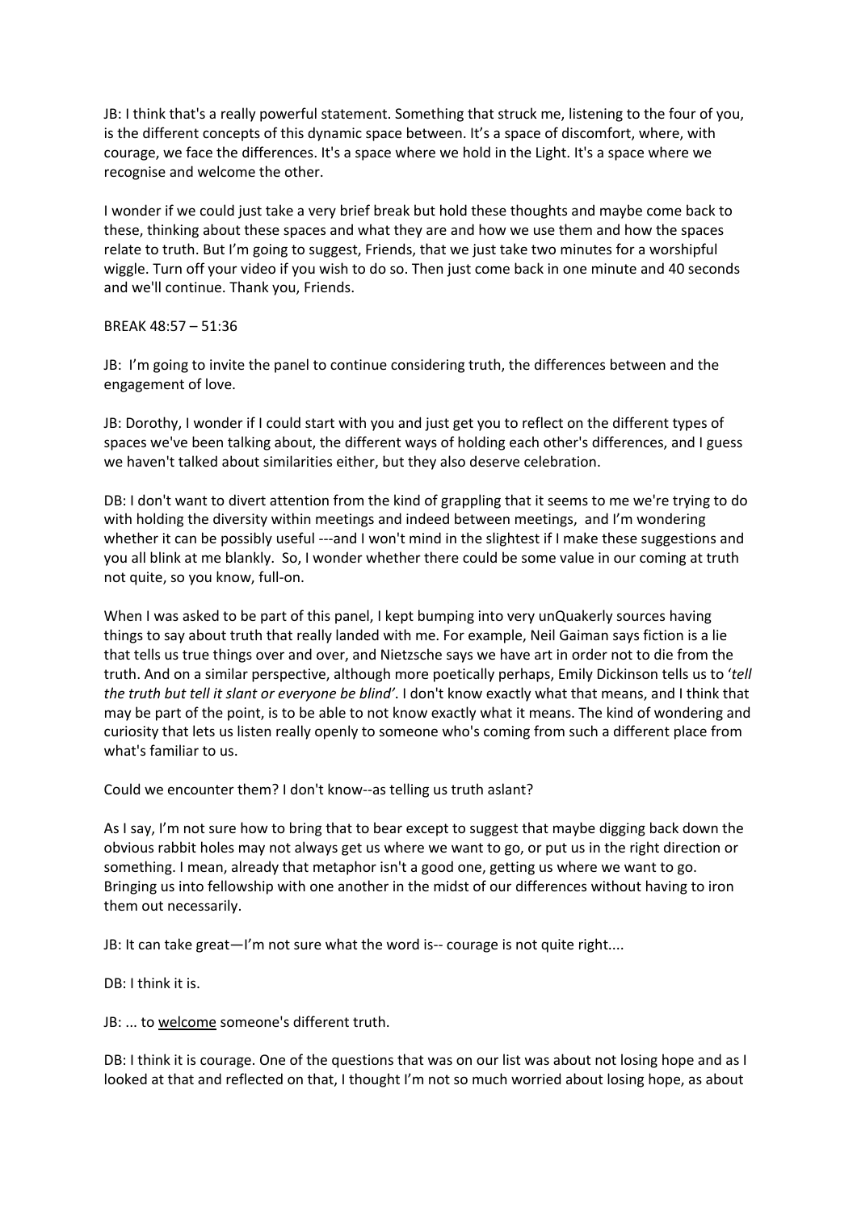JB: I think that's a really powerful statement. Something that struck me, listening to the four of you, is the different concepts of this dynamic space between. It's a space of discomfort, where, with courage, we face the differences. It's a space where we hold in the Light. It's a space where we recognise and welcome the other.

I wonder if we could just take a very brief break but hold these thoughts and maybe come back to these, thinking about these spaces and what they are and how we use them and how the spaces relate to truth. But I'm going to suggest, Friends, that we just take two minutes for a worshipful wiggle. Turn off your video if you wish to do so. Then just come back in one minute and 40 seconds and we'll continue. Thank you, Friends.

BREAK 48:57 – 51:36

JB: I'm going to invite the panel to continue considering truth, the differences between and the engagement of love.

JB: Dorothy, I wonder if I could start with you and just get you to reflect on the different types of spaces we've been talking about, the different ways of holding each other's differences, and I guess we haven't talked about similarities either, but they also deserve celebration.

DB: I don't want to divert attention from the kind of grappling that it seems to me we're trying to do with holding the diversity within meetings and indeed between meetings, and I'm wondering whether it can be possibly useful ---and I won't mind in the slightest if I make these suggestions and you all blink at me blankly. So, I wonder whether there could be some value in our coming at truth not quite, so you know, full-on.

When I was asked to be part of this panel, I kept bumping into very unQuakerly sources having things to say about truth that really landed with me. For example, Neil Gaiman says fiction is a lie that tells us true things over and over, and Nietzsche says we have art in order not to die from the truth. And on a similar perspective, although more poetically perhaps, Emily Dickinson tells us to '*tell the truth but tell it slant or everyone be blind'*. I don't know exactly what that means, and I think that may be part of the point, is to be able to not know exactly what it means. The kind of wondering and curiosity that lets us listen really openly to someone who's coming from such a different place from what's familiar to us.

Could we encounter them? I don't know--as telling us truth aslant?

As I say, I'm not sure how to bring that to bear except to suggest that maybe digging back down the obvious rabbit holes may not always get us where we want to go, or put us in the right direction or something. I mean, already that metaphor isn't a good one, getting us where we want to go. Bringing us into fellowship with one another in the midst of our differences without having to iron them out necessarily.

JB: It can take great—I'm not sure what the word is-- courage is not quite right....

DB: I think it is.

JB: ... to <u>welcome</u> someone's different truth.

DB: I think it is courage. One of the questions that was on our list was about not losing hope and as I looked at that and reflected on that, I thought I'm not so much worried about losing hope, as about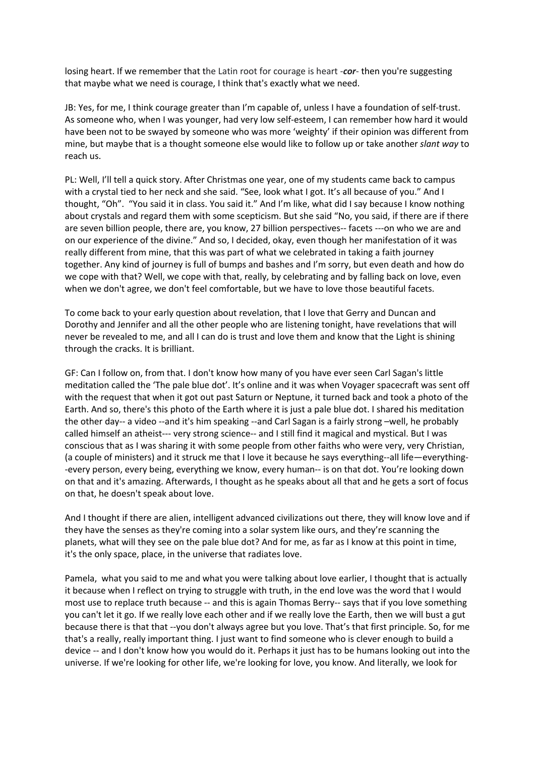losing heart. If we remember that the Latin root for courage is heart -***cor***- then you're suggesting that maybe what we need is courage, I think that's exactly what we need.

JB: Yes, for me, I think courage greater than I'm capable of, unless I have a foundation of self-trust. As someone who, when I was younger, had very low self-esteem, I can remember how hard it would have been not to be swayed by someone who was more 'weighty' if their opinion was different from mine, but maybe that is a thought someone else would like to follow up or take another *slant way* to reach us.

PL: Well, I'll tell a quick story. After Christmas one year, one of my students came back to campus with a crystal tied to her neck and she said. "See, look what I got. It's all because of you." And I thought, "Oh". "You said it in class. You said it." And I'm like, what did I say because I know nothing about crystals and regard them with some scepticism. But she said "No, you said, if there are if there are seven billion people, there are, you know, 27 billion perspectives-- facets ---on who we are and on our experience of the divine." And so, I decided, okay, even though her manifestation of it was really different from mine, that this was part of what we celebrated in taking a faith journey together. Any kind of journey is full of bumps and bashes and I'm sorry, but even death and how do we cope with that? Well, we cope with that, really, by celebrating and by falling back on love, even when we don't agree, we don't feel comfortable, but we have to love those beautiful facets.

To come back to your early question about revelation, that I love that Gerry and Duncan and Dorothy and Jennifer and all the other people who are listening tonight, have revelations that will never be revealed to me, and all I can do is trust and love them and know that the Light is shining through the cracks. It is brilliant.

GF: Can I follow on, from that. I don't know how many of you have ever seen Carl Sagan's little meditation called the 'The pale blue dot'. It's online and it was when Voyager spacecraft was sent off with the request that when it got out past Saturn or Neptune, it turned back and took a photo of the Earth. And so, there's this photo of the Earth where it is just a pale blue dot. I shared his meditation the other day-- a video --and it's him speaking --and Carl Sagan is a fairly strong –well, he probably called himself an atheist--- very strong science-- and I still find it magical and mystical. But I was conscious that as I was sharing it with some people from other faiths who were very, very Christian, (a couple of ministers) and it struck me that I love it because he says everything--all life—everything--every person, every being, everything we know, every human-- is on that dot. You're looking down on that and it's amazing. Afterwards, I thought as he speaks about all that and he gets a sort of focus on that, he doesn't speak about love.

And I thought if there are alien, intelligent advanced civilizations out there, they will know love and if they have the senses as they're coming into a solar system like ours, and they're scanning the planets, what will they see on the pale blue dot? And for me, as far as I know at this point in time, it's the only space, place, in the universe that radiates love.

Pamela, what you said to me and what you were talking about love earlier, I thought that is actually it because when I reflect on trying to struggle with truth, in the end love was the word that I would most use to replace truth because -- and this is again Thomas Berry-- says that if you love something you can't let it go. If we really love each other and if we really love the Earth, then we will bust a gut because there is that that --you don't always agree but you love. That's that first principle. So, for me that's a really, really important thing. I just want to find someone who is clever enough to build a device -- and I don't know how you would do it. Perhaps it just has to be humans looking out into the universe. If we're looking for other life, we're looking for love, you know. And literally, we look for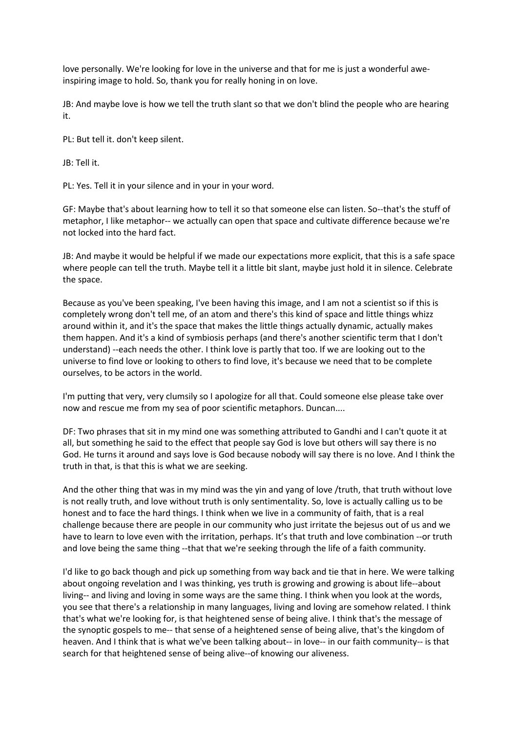love personally. We're looking for love in the universe and that for me is just a wonderful awe-inspiring image to hold. So, thank you for really honing in on love.

JB: And maybe love is how we tell the truth slant so that we don't blind the people who are hearing it.

PL: But tell it. don't keep silent.

JB: Tell it.

PL: Yes. Tell it in your silence and in your in your word.

GF: Maybe that's about learning how to tell it so that someone else can listen. So--that's the stuff of metaphor, I like metaphor-- we actually can open that space and cultivate difference because we're not locked into the hard fact.

JB: And maybe it would be helpful if we made our expectations more explicit, that this is a safe space where people can tell the truth. Maybe tell it a little bit slant, maybe just hold it in silence. Celebrate the space.

Because as you've been speaking, I've been having this image, and I am not a scientist so if this is completely wrong don't tell me, of an atom and there's this kind of space and little things whizz around within it, and it's the space that makes the little things actually dynamic, actually makes them happen. And it's a kind of symbiosis perhaps (and there's another scientific term that I don't understand) --each needs the other. I think love is partly that too. If we are looking out to the universe to find love or looking to others to find love, it's because we need that to be complete ourselves, to be actors in the world.

I'm putting that very, very clumsily so I apologize for all that. Could someone else please take over now and rescue me from my sea of poor scientific metaphors. Duncan....

DF: Two phrases that sit in my mind one was something attributed to Gandhi and I can't quote it at all, but something he said to the effect that people say God is love but others will say there is no God. He turns it around and says love is God because nobody will say there is no love. And I think the truth in that, is that this is what we are seeking.

And the other thing that was in my mind was the yin and yang of love /truth, that truth without love is not really truth, and love without truth is only sentimentality. So, love is actually calling us to be honest and to face the hard things. I think when we live in a community of faith, that is a real challenge because there are people in our community who just irritate the bejesus out of us and we have to learn to love even with the irritation, perhaps. It's that truth and love combination --or truth and love being the same thing --that that we're seeking through the life of a faith community.

I'd like to go back though and pick up something from way back and tie that in here. We were talking about ongoing revelation and I was thinking, yes truth is growing and growing is about life--about living-- and living and loving in some ways are the same thing. I think when you look at the words, you see that there's a relationship in many languages, living and loving are somehow related. I think that's what we're looking for, is that heightened sense of being alive. I think that's the message of the synoptic gospels to me-- that sense of a heightened sense of being alive, that's the kingdom of heaven. And I think that is what we've been talking about-- in love-- in our faith community-- is that search for that heightened sense of being alive--of knowing our aliveness.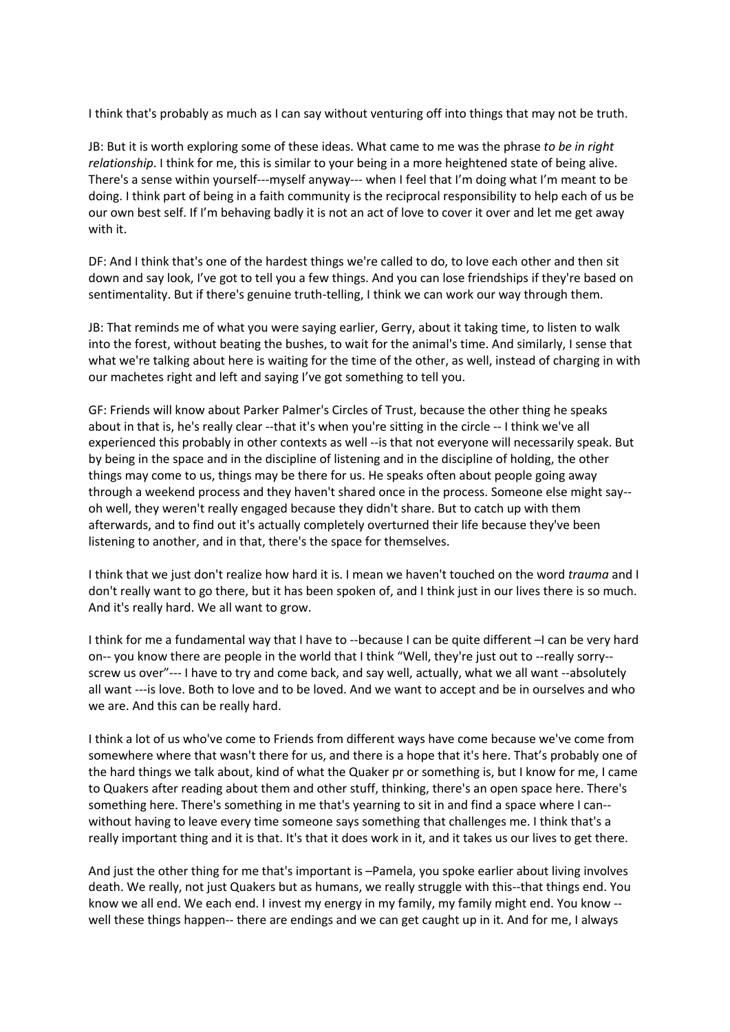I think that's probably as much as I can say without venturing off into things that may not be truth.

JB: But it is worth exploring some of these ideas. What came to me was the phrase *to be in right relationship*. I think for me, this is similar to your being in a more heightened state of being alive. There's a sense within yourself---myself anyway--- when I feel that I'm doing what I'm meant to be doing. I think part of being in a faith community is the reciprocal responsibility to help each of us be our own best self. If I'm behaving badly it is not an act of love to cover it over and let me get away with it.

DF: And I think that's one of the hardest things we're called to do, to love each other and then sit down and say look, I've got to tell you a few things. And you can lose friendships if they're based on sentimentality. But if there's genuine truth-telling, I think we can work our way through them.

JB: That reminds me of what you were saying earlier, Gerry, about it taking time, to listen to walk into the forest, without beating the bushes, to wait for the animal's time. And similarly, I sense that what we're talking about here is waiting for the time of the other, as well, instead of charging in with our machetes right and left and saying I've got something to tell you.

GF: Friends will know about Parker Palmer's Circles of Trust, because the other thing he speaks about in that is, he's really clear --that it's when you're sitting in the circle -- I think we've all experienced this probably in other contexts as well --is that not everyone will necessarily speak. But by being in the space and in the discipline of listening and in the discipline of holding, the other things may come to us, things may be there for us. He speaks often about people going away through a weekend process and they haven't shared once in the process. Someone else might say--oh well, they weren't really engaged because they didn't share. But to catch up with them afterwards, and to find out it's actually completely overturned their life because they've been listening to another, and in that, there's the space for themselves.

I think that we just don't realize how hard it is. I mean we haven't touched on the word *trauma* and I don't really want to go there, but it has been spoken of, and I think just in our lives there is so much. And it's really hard. We all want to grow.

I think for me a fundamental way that I have to --because I can be quite different –I can be very hard on-- you know there are people in the world that I think "Well, they're just out to --really sorry--screw us over"--- I have to try and come back, and say well, actually, what we all want --absolutely all want ---is love. Both to love and to be loved. And we want to accept and be in ourselves and who we are. And this can be really hard.

I think a lot of us who've come to Friends from different ways have come because we've come from somewhere where that wasn't there for us, and there is a hope that it's here. That's probably one of the hard things we talk about, kind of what the Quaker pr or something is, but I know for me, I came to Quakers after reading about them and other stuff, thinking, there's an open space here. There's something here. There's something in me that's yearning to sit in and find a space where I can--without having to leave every time someone says something that challenges me. I think that's a really important thing and it is that. It's that it does work in it, and it takes us our lives to get there.

And just the other thing for me that's important is –Pamela, you spoke earlier about living involves death. We really, not just Quakers but as humans, we really struggle with this--that things end. You know we all end. We each end. I invest my energy in my family, my family might end. You know --well these things happen-- there are endings and we can get caught up in it. And for me, I always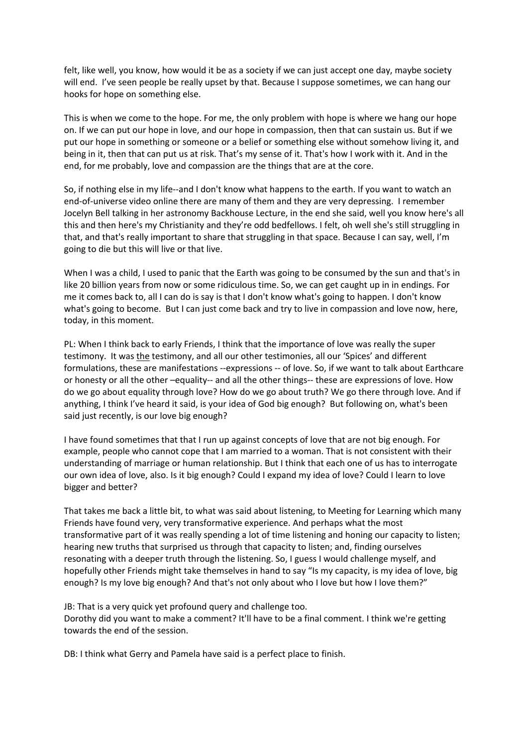felt, like well, you know, how would it be as a society if we can just accept one day, maybe society will end. I've seen people be really upset by that. Because I suppose sometimes, we can hang our hooks for hope on something else.

This is when we come to the hope. For me, the only problem with hope is where we hang our hope on. If we can put our hope in love, and our hope in compassion, then that can sustain us. But if we put our hope in something or someone or a belief or something else without somehow living it, and being in it, then that can put us at risk. That's my sense of it. That's how I work with it. And in the end, for me probably, love and compassion are the things that are at the core.

So, if nothing else in my life--and I don't know what happens to the earth. If you want to watch an end-of-universe video online there are many of them and they are very depressing. I remember Jocelyn Bell talking in her astronomy Backhouse Lecture, in the end she said, well you know here's all this and then here's my Christianity and they're odd bedfellows. I felt, oh well she's still struggling in that, and that's really important to share that struggling in that space. Because I can say, well, I'm going to die but this will live or that live.

When I was a child, I used to panic that the Earth was going to be consumed by the sun and that's in like 20 billion years from now or some ridiculous time. So, we can get caught up in in endings. For me it comes back to, all I can do is say is that I don't know what's going to happen. I don't know what's going to become. But I can just come back and try to live in compassion and love now, here, today, in this moment.

PL: When I think back to early Friends, I think that the importance of love was really the super testimony. It was <u>the</u> testimony, and all our other testimonies, all our 'Spices' and different formulations, these are manifestations --expressions -- of love. So, if we want to talk about Earthcare or honesty or all the other –equality-- and all the other things-- these are expressions of love. How do we go about equality through love? How do we go about truth? We go there through love. And if anything, I think I've heard it said, is your idea of God big enough? But following on, what's been said just recently, is our love big enough?

I have found sometimes that that I run up against concepts of love that are not big enough. For example, people who cannot cope that I am married to a woman. That is not consistent with their understanding of marriage or human relationship. But I think that each one of us has to interrogate our own idea of love, also. Is it big enough? Could I expand my idea of love? Could I learn to love bigger and better?

That takes me back a little bit, to what was said about listening, to Meeting for Learning which many Friends have found very, very transformative experience. And perhaps what the most transformative part of it was really spending a lot of time listening and honing our capacity to listen; hearing new truths that surprised us through that capacity to listen; and, finding ourselves resonating with a deeper truth through the listening. So, I guess I would challenge myself, and hopefully other Friends might take themselves in hand to say "Is my capacity, is my idea of love, big enough? Is my love big enough? And that's not only about who I love but how I love them?"

JB: That is a very quick yet profound query and challenge too.
Dorothy did you want to make a comment? It'll have to be a final comment. I think we're getting towards the end of the session.

DB: I think what Gerry and Pamela have said is a perfect place to finish.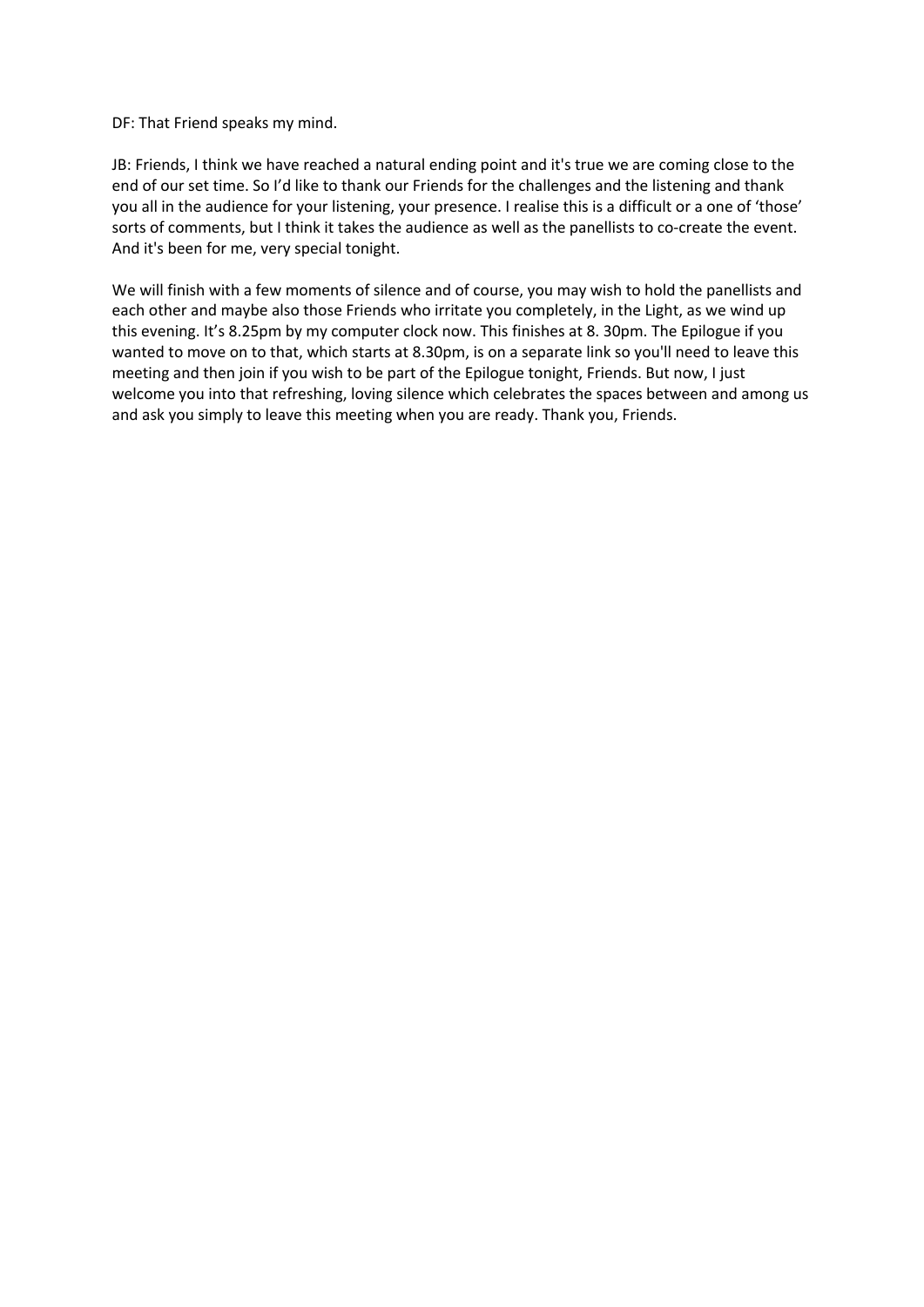DF: That Friend speaks my mind.

JB: Friends, I think we have reached a natural ending point and it's true we are coming close to the end of our set time. So I'd like to thank our Friends for the challenges and the listening and thank you all in the audience for your listening, your presence. I realise this is a difficult or a one of 'those' sorts of comments, but I think it takes the audience as well as the panellists to co-create the event. And it's been for me, very special tonight.

We will finish with a few moments of silence and of course, you may wish to hold the panellists and each other and maybe also those Friends who irritate you completely, in the Light, as we wind up this evening. It's 8.25pm by my computer clock now. This finishes at 8. 30pm. The Epilogue if you wanted to move on to that, which starts at 8.30pm, is on a separate link so you'll need to leave this meeting and then join if you wish to be part of the Epilogue tonight, Friends. But now, I just welcome you into that refreshing, loving silence which celebrates the spaces between and among us and ask you simply to leave this meeting when you are ready. Thank you, Friends.